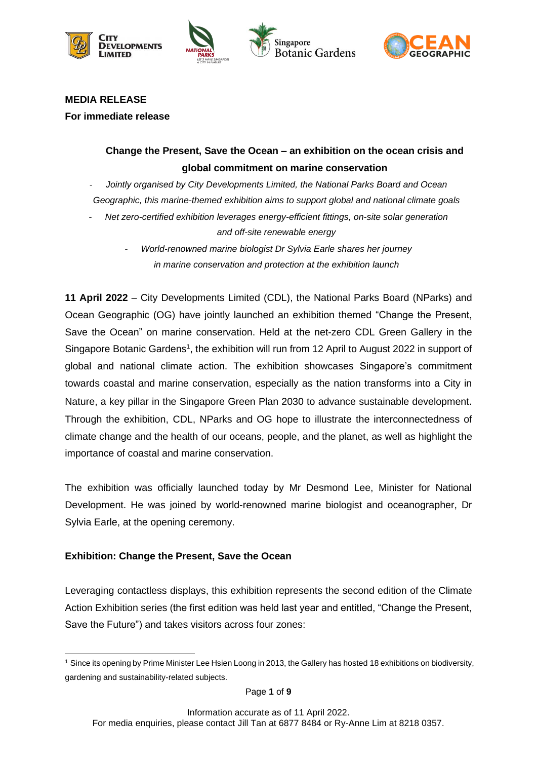**MEDIA RELEASE**
**For immediate release**

## Change the Present, Save the Ocean – an exhibition on the ocean crisis and global commitment on marine conservation

- *Jointly organised by City Developments Limited, the National Parks Board and Ocean Geographic, this marine-themed exhibition aims to support global and national climate goals*
- *Net zero-certified exhibition leverages energy-efficient fittings, on-site solar generation and off-site renewable energy*
- *World-renowned marine biologist Dr Sylvia Earle shares her journey in marine conservation and protection at the exhibition launch*

**11 April 2022** – City Developments Limited (CDL), the National Parks Board (NParks) and Ocean Geographic (OG) have jointly launched an exhibition themed "Change the Present, Save the Ocean" on marine conservation. Held at the net-zero CDL Green Gallery in the Singapore Botanic Gardens[1], the exhibition will run from 12 April to August 2022 in support of global and national climate action. The exhibition showcases Singapore's commitment towards coastal and marine conservation, especially as the nation transforms into a City in Nature, a key pillar in the Singapore Green Plan 2030 to advance sustainable development. Through the exhibition, CDL, NParks and OG hope to illustrate the interconnectedness of climate change and the health of our oceans, people, and the planet, as well as highlight the importance of coastal and marine conservation.

The exhibition was officially launched today by Mr Desmond Lee, Minister for National Development. He was joined by world-renowned marine biologist and oceanographer, Dr Sylvia Earle, at the opening ceremony.

### Exhibition: Change the Present, Save the Ocean

Leveraging contactless displays, this exhibition represents the second edition of the Climate Action Exhibition series (the first edition was held last year and entitled, "Change the Present, Save the Future") and takes visitors across four zones:

[1] Since its opening by Prime Minister Lee Hsien Loong in 2013, the Gallery has hosted 18 exhibitions on biodiversity, gardening and sustainability-related subjects.

Information accurate as of 11 April 2022.
For media enquiries, please contact Jill Tan at 6877 8484 or Ry-Anne Lim at 8218 0357.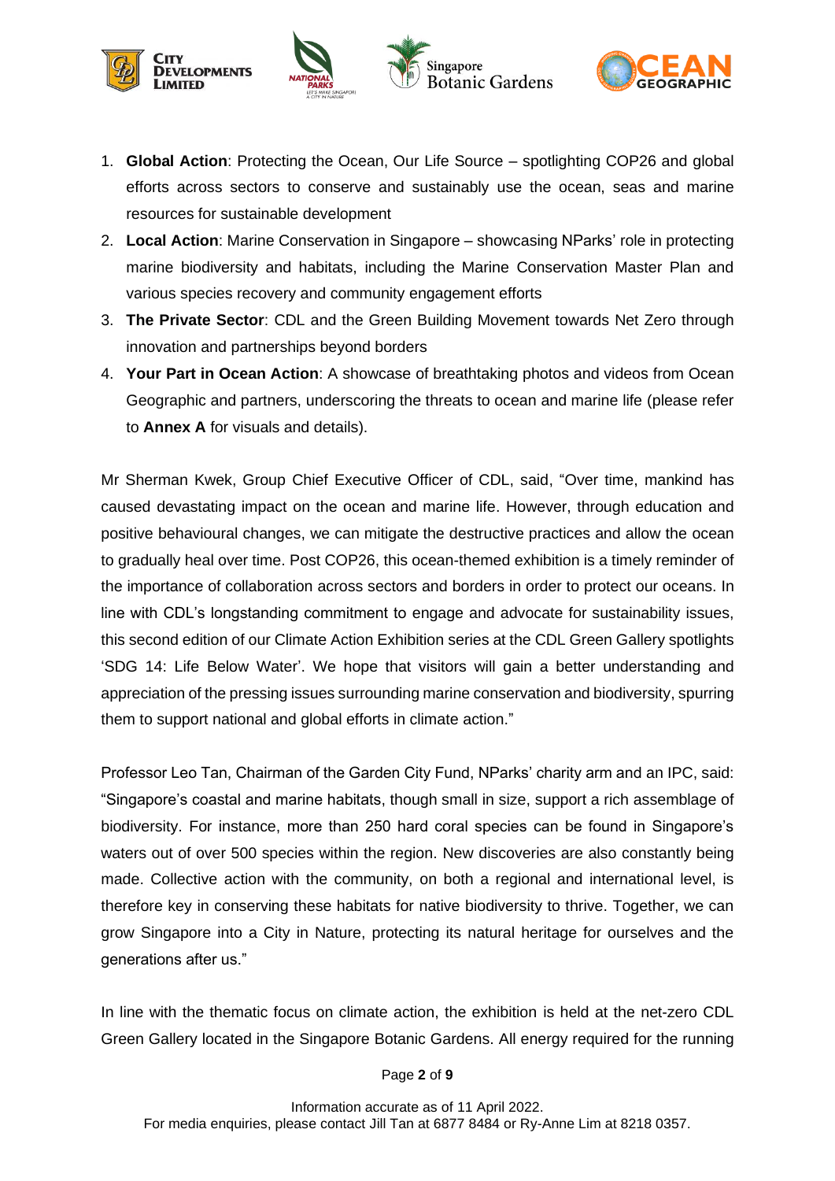1. **Global Action**: Protecting the Ocean, Our Life Source – spotlighting COP26 and global efforts across sectors to conserve and sustainably use the ocean, seas and marine resources for sustainable development
2. **Local Action**: Marine Conservation in Singapore – showcasing NParks' role in protecting marine biodiversity and habitats, including the Marine Conservation Master Plan and various species recovery and community engagement efforts
3. **The Private Sector**: CDL and the Green Building Movement towards Net Zero through innovation and partnerships beyond borders
4. **Your Part in Ocean Action**: A showcase of breathtaking photos and videos from Ocean Geographic and partners, underscoring the threats to ocean and marine life (please refer to **Annex A** for visuals and details).

Mr Sherman Kwek, Group Chief Executive Officer of CDL, said, "Over time, mankind has caused devastating impact on the ocean and marine life. However, through education and positive behavioural changes, we can mitigate the destructive practices and allow the ocean to gradually heal over time. Post COP26, this ocean-themed exhibition is a timely reminder of the importance of collaboration across sectors and borders in order to protect our oceans. In line with CDL's longstanding commitment to engage and advocate for sustainability issues, this second edition of our Climate Action Exhibition series at the CDL Green Gallery spotlights 'SDG 14: Life Below Water'. We hope that visitors will gain a better understanding and appreciation of the pressing issues surrounding marine conservation and biodiversity, spurring them to support national and global efforts in climate action."

Professor Leo Tan, Chairman of the Garden City Fund, NParks' charity arm and an IPC, said: "Singapore's coastal and marine habitats, though small in size, support a rich assemblage of biodiversity. For instance, more than 250 hard coral species can be found in Singapore's waters out of over 500 species within the region. New discoveries are also constantly being made. Collective action with the community, on both a regional and international level, is therefore key in conserving these habitats for native biodiversity to thrive. Together, we can grow Singapore into a City in Nature, protecting its natural heritage for ourselves and the generations after us."

In line with the thematic focus on climate action, the exhibition is held at the net-zero CDL Green Gallery located in the Singapore Botanic Gardens. All energy required for the running

Information accurate as of 11 April 2022.
For media enquiries, please contact Jill Tan at 6877 8484 or Ry-Anne Lim at 8218 0357.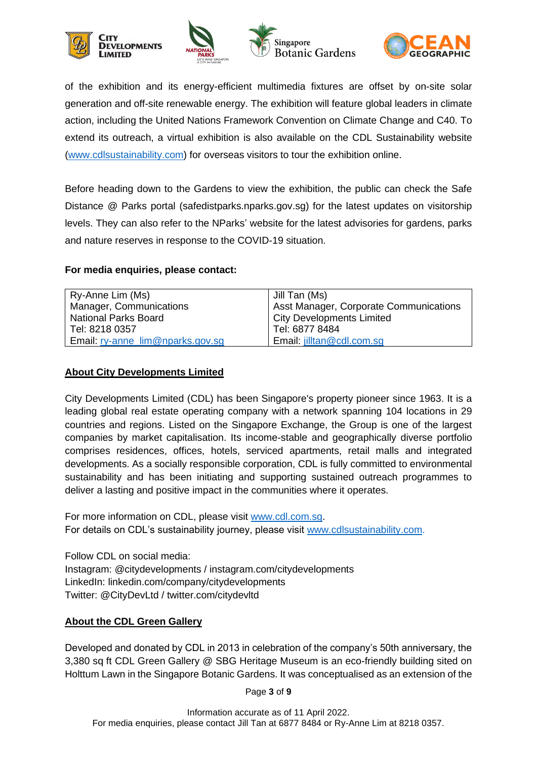of the exhibition and its energy-efficient multimedia fixtures are offset by on-site solar generation and off-site renewable energy. The exhibition will feature global leaders in climate action, including the United Nations Framework Convention on Climate Change and C40. To extend its outreach, a virtual exhibition is also available on the CDL Sustainability website (www.cdlsustainability.com) for overseas visitors to tour the exhibition online.

Before heading down to the Gardens to view the exhibition, the public can check the Safe Distance @ Parks portal (safedistparks.nparks.gov.sg) for the latest updates on visitorship levels. They can also refer to the NParks' website for the latest advisories for gardens, parks and nature reserves in response to the COVID-19 situation.

**For media enquiries, please contact:**

| Ry-Anne Lim (Ms)<br>Manager, Communications<br>National Parks Board<br>Tel: 8218 0357<br>Email: ry-anne_lim@nparks.gov.sg | Jill Tan (Ms)<br>Asst Manager, Corporate Communications<br>City Developments Limited<br>Tel: 6877 8484<br>Email: jilltan@cdl.com.sg |
|---|---|

## About City Developments Limited

City Developments Limited (CDL) has been Singapore's property pioneer since 1963. It is a leading global real estate operating company with a network spanning 104 locations in 29 countries and regions. Listed on the Singapore Exchange, the Group is one of the largest companies by market capitalisation. Its income-stable and geographically diverse portfolio comprises residences, offices, hotels, serviced apartments, retail malls and integrated developments. As a socially responsible corporation, CDL is fully committed to environmental sustainability and has been initiating and supporting sustained outreach programmes to deliver a lasting and positive impact in the communities where it operates.

For more information on CDL, please visit www.cdl.com.sg.
For details on CDL's sustainability journey, please visit www.cdlsustainability.com.

Follow CDL on social media:
Instagram: @citydevelopments / instagram.com/citydevelopments
LinkedIn: linkedin.com/company/citydevelopments
Twitter: @CityDevLtd / twitter.com/citydevltd

## About the CDL Green Gallery

Developed and donated by CDL in 2013 in celebration of the company's 50th anniversary, the 3,380 sq ft CDL Green Gallery @ SBG Heritage Museum is an eco-friendly building sited on Holttum Lawn in the Singapore Botanic Gardens. It was conceptualised as an extension of the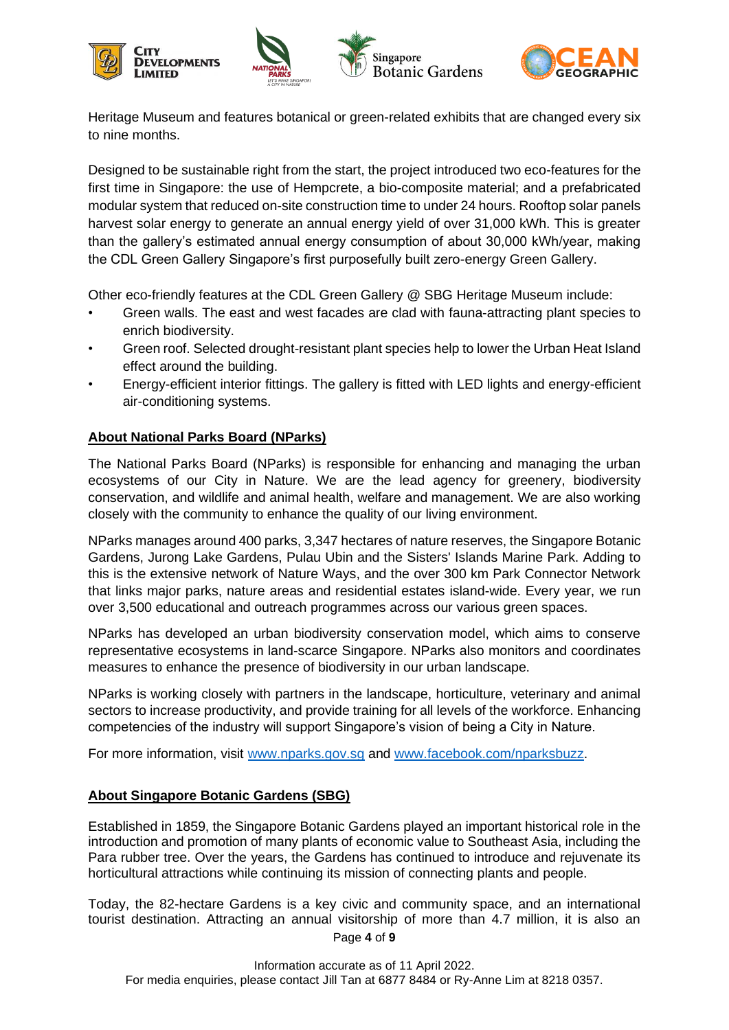Heritage Museum and features botanical or green-related exhibits that are changed every six to nine months.

Designed to be sustainable right from the start, the project introduced two eco-features for the first time in Singapore: the use of Hempcrete, a bio-composite material; and a prefabricated modular system that reduced on-site construction time to under 24 hours. Rooftop solar panels harvest solar energy to generate an annual energy yield of over 31,000 kWh. This is greater than the gallery's estimated annual energy consumption of about 30,000 kWh/year, making the CDL Green Gallery Singapore's first purposefully built zero-energy Green Gallery.

Other eco-friendly features at the CDL Green Gallery @ SBG Heritage Museum include:

- Green walls. The east and west facades are clad with fauna-attracting plant species to enrich biodiversity.
- Green roof. Selected drought-resistant plant species help to lower the Urban Heat Island effect around the building.
- Energy-efficient interior fittings. The gallery is fitted with LED lights and energy-efficient air-conditioning systems.

## About National Parks Board (NParks)

The National Parks Board (NParks) is responsible for enhancing and managing the urban ecosystems of our City in Nature. We are the lead agency for greenery, biodiversity conservation, and wildlife and animal health, welfare and management. We are also working closely with the community to enhance the quality of our living environment.

NParks manages around 400 parks, 3,347 hectares of nature reserves, the Singapore Botanic Gardens, Jurong Lake Gardens, Pulau Ubin and the Sisters' Islands Marine Park. Adding to this is the extensive network of Nature Ways, and the over 300 km Park Connector Network that links major parks, nature areas and residential estates island-wide. Every year, we run over 3,500 educational and outreach programmes across our various green spaces.

NParks has developed an urban biodiversity conservation model, which aims to conserve representative ecosystems in land-scarce Singapore. NParks also monitors and coordinates measures to enhance the presence of biodiversity in our urban landscape.

NParks is working closely with partners in the landscape, horticulture, veterinary and animal sectors to increase productivity, and provide training for all levels of the workforce. Enhancing competencies of the industry will support Singapore's vision of being a City in Nature.

For more information, visit www.nparks.gov.sg and www.facebook.com/nparksbuzz.

## About Singapore Botanic Gardens (SBG)

Established in 1859, the Singapore Botanic Gardens played an important historical role in the introduction and promotion of many plants of economic value to Southeast Asia, including the Para rubber tree. Over the years, the Gardens has continued to introduce and rejuvenate its horticultural attractions while continuing its mission of connecting plants and people.

Today, the 82-hectare Gardens is a key civic and community space, and an international tourist destination. Attracting an annual visitorship of more than 4.7 million, it is also an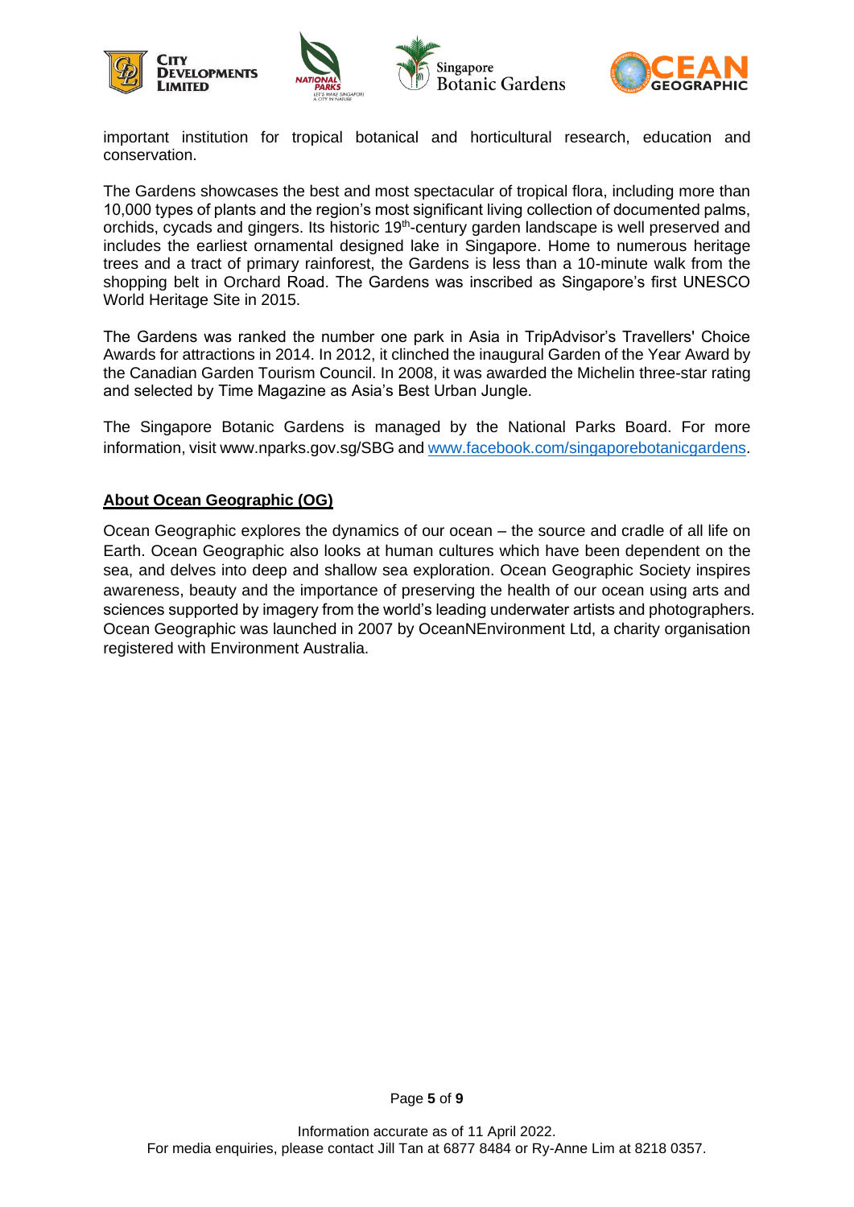important institution for tropical botanical and horticultural research, education and conservation.

The Gardens showcases the best and most spectacular of tropical flora, including more than 10,000 types of plants and the region's most significant living collection of documented palms, orchids, cycads and gingers. Its historic 19th-century garden landscape is well preserved and includes the earliest ornamental designed lake in Singapore. Home to numerous heritage trees and a tract of primary rainforest, the Gardens is less than a 10-minute walk from the shopping belt in Orchard Road. The Gardens was inscribed as Singapore's first UNESCO World Heritage Site in 2015.

The Gardens was ranked the number one park in Asia in TripAdvisor's Travellers' Choice Awards for attractions in 2014. In 2012, it clinched the inaugural Garden of the Year Award by the Canadian Garden Tourism Council. In 2008, it was awarded the Michelin three-star rating and selected by Time Magazine as Asia's Best Urban Jungle.

The Singapore Botanic Gardens is managed by the National Parks Board. For more information, visit www.nparks.gov.sg/SBG and [www.facebook.com/singaporebotanicgardens](www.facebook.com/singaporebotanicgardens).

**About Ocean Geographic (OG)**

Ocean Geographic explores the dynamics of our ocean – the source and cradle of all life on Earth. Ocean Geographic also looks at human cultures which have been dependent on the sea, and delves into deep and shallow sea exploration. Ocean Geographic Society inspires awareness, beauty and the importance of preserving the health of our ocean using arts and sciences supported by imagery from the world's leading underwater artists and photographers. Ocean Geographic was launched in 2007 by OceanNEnvironment Ltd, a charity organisation registered with Environment Australia.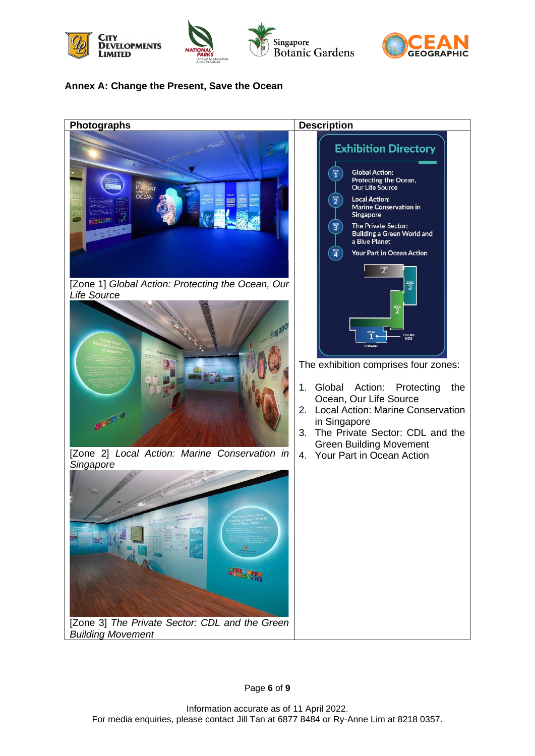## Annex A: Change the Present, Save the Ocean

| Photographs | Description |
|---|---|
| [Zone 1] *Global Action: Protecting the Ocean, Our Life Source* | **Exhibition Directory**<br>Zone 1 Global Action: Protecting the Ocean, Our Life Source<br>Zone 2 Local Action: Marine Conservation in Singapore<br>Zone 3 The Private Sector: Building a Green World and a Blue Planet<br>Zone 4 Your Part in Ocean Action<br><br>The exhibition comprises four zones:<br><br>1. Global Action: Protecting the Ocean, Our Life Source<br>2. Local Action: Marine Conservation in Singapore<br>3. The Private Sector: CDL and the Green Building Movement<br>4. Your Part in Ocean Action |
| [Zone 2] *Local Action: Marine Conservation in Singapore* | |
| [Zone 3] *The Private Sector: CDL and the Green Building Movement* | |

Information accurate as of 11 April 2022.
For media enquiries, please contact Jill Tan at 6877 8484 or Ry-Anne Lim at 8218 0357.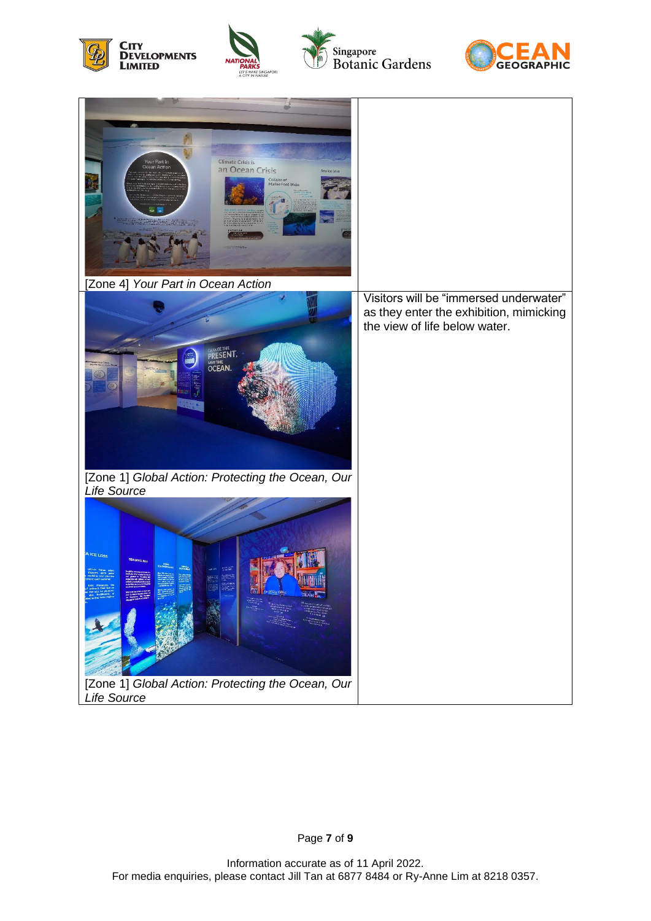| | |
|---|---|
| [Zone 4] *Your Part in Ocean Action* | |
| [Zone 1] *Global Action: Protecting the Ocean, Our Life Source* | Visitors will be "immersed underwater" as they enter the exhibition, mimicking the view of life below water. |
| [Zone 1] *Global Action: Protecting the Ocean, Our Life Source* | |

Information accurate as of 11 April 2022.
For media enquiries, please contact Jill Tan at 6877 8484 or Ry-Anne Lim at 8218 0357.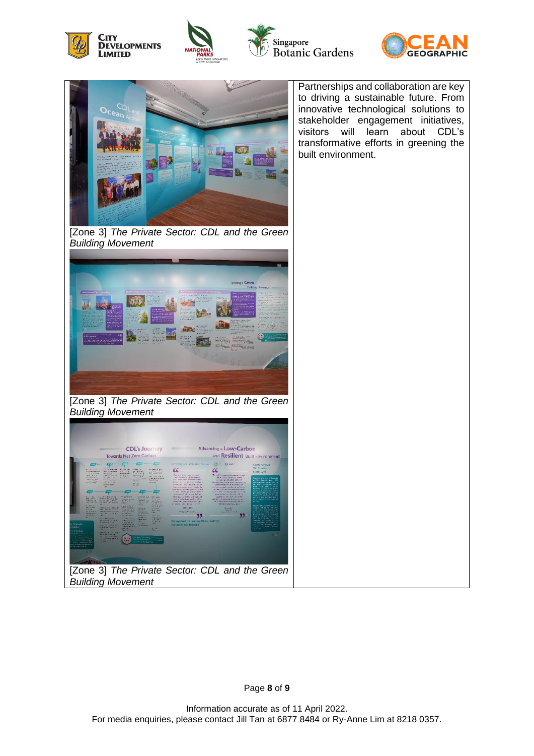[Zone 3] *The Private Sector: CDL and the Green Building Movement*

[Zone 3] *The Private Sector: CDL and the Green Building Movement*

[Zone 3] *The Private Sector: CDL and the Green Building Movement*

Partnerships and collaboration are key to driving a sustainable future. From innovative technological solutions to stakeholder engagement initiatives, visitors will learn about CDL's transformative efforts in greening the built environment.

Information accurate as of 11 April 2022.
For media enquiries, please contact Jill Tan at 6877 8484 or Ry-Anne Lim at 8218 0357.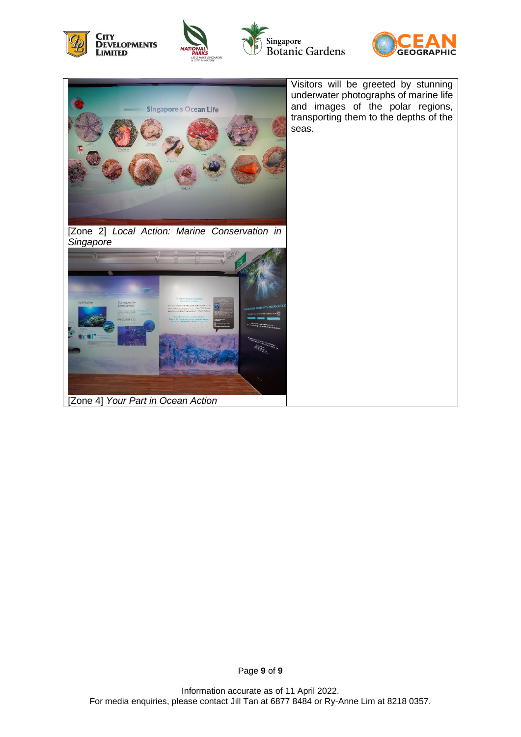| | |
|---|---|
| [Zone 2] *Local Action: Marine Conservation in Singapore* | Visitors will be greeted by stunning underwater photographs of marine life and images of the polar regions, transporting them to the depths of the seas. |
| [Zone 4] *Your Part in Ocean Action* | |

Information accurate as of 11 April 2022.
For media enquiries, please contact Jill Tan at 6877 8484 or Ry-Anne Lim at 8218 0357.